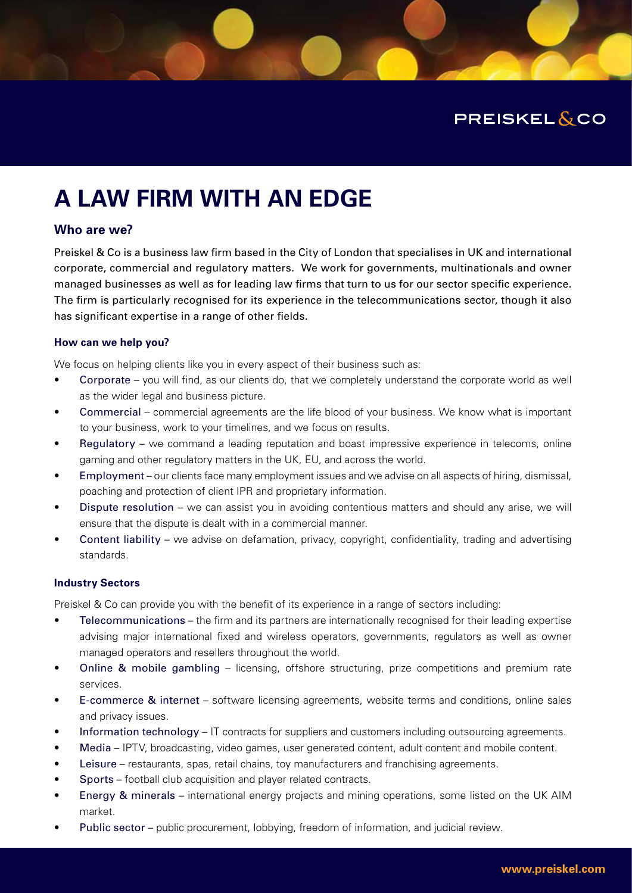PREISKEL & CO

# A LAW FIRM WITH AN EDGE

## Who are we?

Preiskel & Co is a business law firm based in the City of London that specialises in UK and international corporate, commercial and regulatory matters. We work for governments, multinationals and owner managed businesses as well as for leading law firms that turn to us for our sector specific experience. The firm is particularly recognised for its experience in the telecommunications sector, though it also has significant expertise in a range of other fields.

### How can we help you?

We focus on helping clients like you in every aspect of their business such as:

- Corporate – you will find, as our clients do, that we completely understand the corporate world as well as the wider legal and business picture.
- Commercial – commercial agreements are the life blood of your business. We know what is important to your business, work to your timelines, and we focus on results.
- Regulatory – we command a leading reputation and boast impressive experience in telecoms, online gaming and other regulatory matters in the UK, EU, and across the world.
- Employment – our clients face many employment issues and we advise on all aspects of hiring, dismissal, poaching and protection of client IPR and proprietary information.
- Dispute resolution – we can assist you in avoiding contentious matters and should any arise, we will ensure that the dispute is dealt with in a commercial manner.
- Content liability – we advise on defamation, privacy, copyright, confidentiality, trading and advertising standards.

### Industry Sectors

Preiskel & Co can provide you with the benefit of its experience in a range of sectors including:

- Telecommunications – the firm and its partners are internationally recognised for their leading expertise advising major international fixed and wireless operators, governments, regulators as well as owner managed operators and resellers throughout the world.
- Online & mobile gambling – licensing, offshore structuring, prize competitions and premium rate services.
- E-commerce & internet – software licensing agreements, website terms and conditions, online sales and privacy issues.
- Information technology – IT contracts for suppliers and customers including outsourcing agreements.
- Media – IPTV, broadcasting, video games, user generated content, adult content and mobile content.
- Leisure – restaurants, spas, retail chains, toy manufacturers and franchising agreements.
- Sports – football club acquisition and player related contracts.
- Energy & minerals – international energy projects and mining operations, some listed on the UK AIM market.
- Public sector – public procurement, lobbying, freedom of information, and judicial review.

www.preiskel.com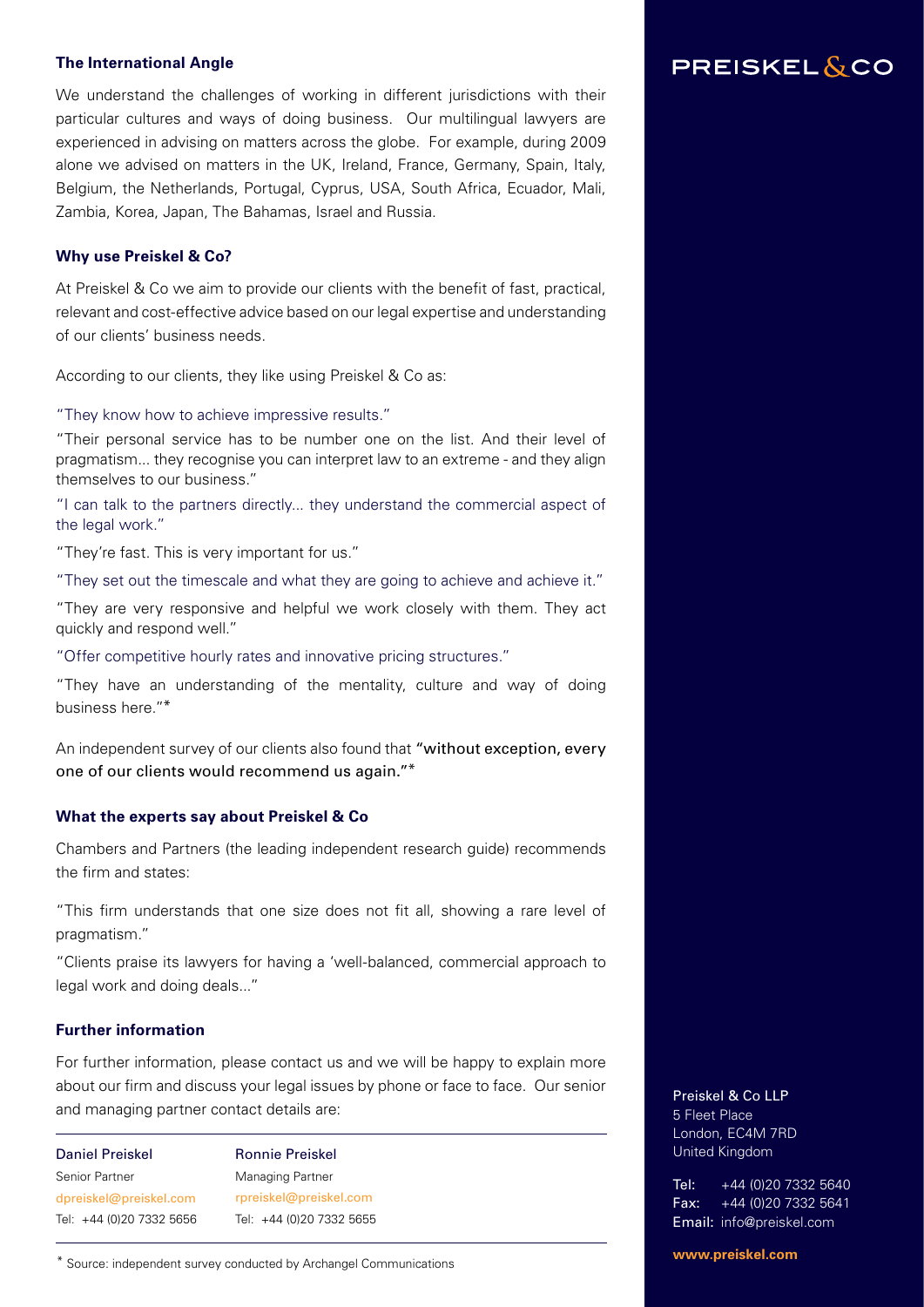### The International Angle

We understand the challenges of working in different jurisdictions with their particular cultures and ways of doing business. Our multilingual lawyers are experienced in advising on matters across the globe. For example, during 2009 alone we advised on matters in the UK, Ireland, France, Germany, Spain, Italy, Belgium, the Netherlands, Portugal, Cyprus, USA, South Africa, Ecuador, Mali, Zambia, Korea, Japan, The Bahamas, Israel and Russia.

### Why use Preiskel & Co?

At Preiskel & Co we aim to provide our clients with the benefit of fast, practical, relevant and cost-effective advice based on our legal expertise and understanding of our clients' business needs.

According to our clients, they like using Preiskel & Co as:

"They know how to achieve impressive results."

"Their personal service has to be number one on the list. And their level of pragmatism... they recognise you can interpret law to an extreme - and they align themselves to our business."

"I can talk to the partners directly... they understand the commercial aspect of the legal work."

"They're fast. This is very important for us."

"They set out the timescale and what they are going to achieve and achieve it."

"They are very responsive and helpful we work closely with them. They act quickly and respond well."

"Offer competitive hourly rates and innovative pricing structures."

"They have an understanding of the mentality, culture and way of doing business here."*

An independent survey of our clients also found that "without exception, every one of our clients would recommend us again."*

### What the experts say about Preiskel & Co

Chambers and Partners (the leading independent research guide) recommends the firm and states:

"This firm understands that one size does not fit all, showing a rare level of pragmatism."

"Clients praise its lawyers for having a 'well-balanced, commercial approach to legal work and doing deals..."

### Further information

For further information, please contact us and we will be happy to explain more about our firm and discuss your legal issues by phone or face to face. Our senior and managing partner contact details are:

| | |
|---|---|
| Daniel Preiskel | Ronnie Preiskel |
| Senior Partner | Managing Partner |
| dpreiskel@preiskel.com | rpreiskel@preiskel.com |
| Tel: +44 (0)20 7332 5656 | Tel: +44 (0)20 7332 5655 |

* Source: independent survey conducted by Archangel Communications

PREISKEL & CO

Preiskel & Co LLP
5 Fleet Place
London, EC4M 7RD
United Kingdom

Tel: +44 (0)20 7332 5640
Fax: +44 (0)20 7332 5641
Email: info@preiskel.com

**www.preiskel.com**